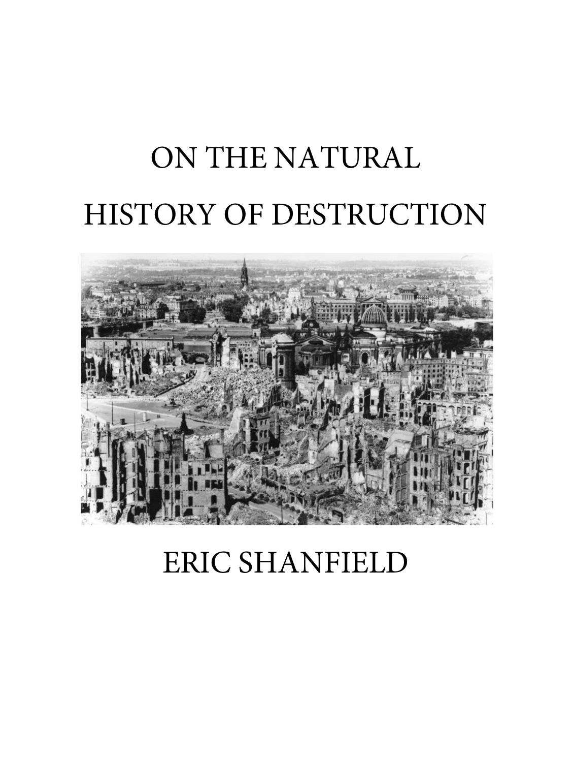# ON THE NATURAL HISTORY OF DESTRUCTION

ERIC SHANFIELD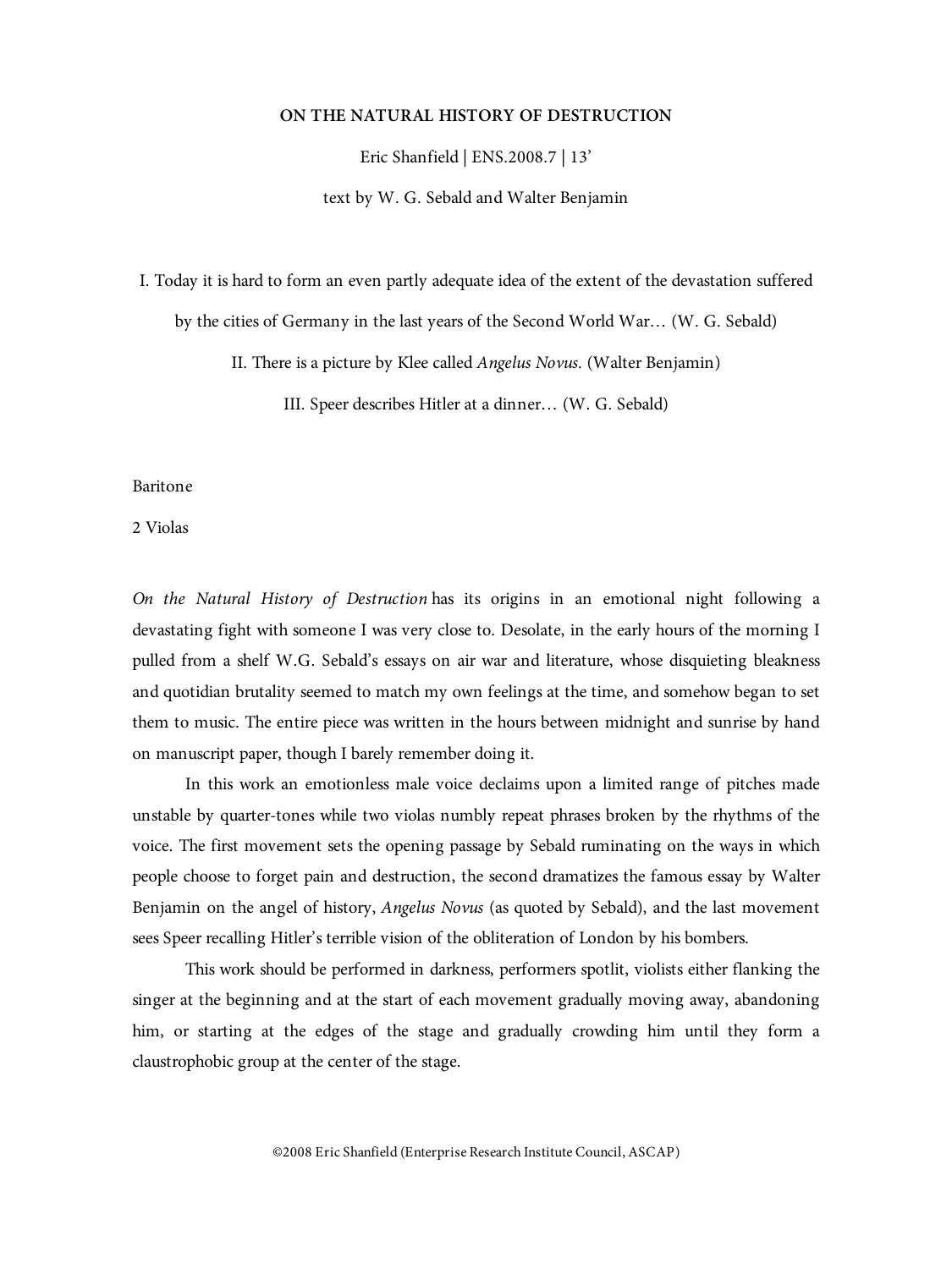# ON THE NATURAL HISTORY OF DESTRUCTION

Eric Shanfield | ENS.2008.7 | 13'

text by W. G. Sebald and Walter Benjamin

I. Today it is hard to form an even partly adequate idea of the extent of the devastation suffered by the cities of Germany in the last years of the Second World War… (W. G. Sebald)

II. There is a picture by Klee called *Angelus Novus*. (Walter Benjamin)

III. Speer describes Hitler at a dinner… (W. G. Sebald)

Baritone

2 Violas

*On the Natural History of Destruction* has its origins in an emotional night following a devastating fight with someone I was very close to. Desolate, in the early hours of the morning I pulled from a shelf W.G. Sebald's essays on air war and literature, whose disquieting bleakness and quotidian brutality seemed to match my own feelings at the time, and somehow began to set them to music. The entire piece was written in the hours between midnight and sunrise by hand on manuscript paper, though I barely remember doing it.

In this work an emotionless male voice declaims upon a limited range of pitches made unstable by quarter-tones while two violas numbly repeat phrases broken by the rhythms of the voice. The first movement sets the opening passage by Sebald ruminating on the ways in which people choose to forget pain and destruction, the second dramatizes the famous essay by Walter Benjamin on the angel of history, *Angelus Novus* (as quoted by Sebald), and the last movement sees Speer recalling Hitler's terrible vision of the obliteration of London by his bombers.

This work should be performed in darkness, performers spotlit, violists either flanking the singer at the beginning and at the start of each movement gradually moving away, abandoning him, or starting at the edges of the stage and gradually crowding him until they form a claustrophobic group at the center of the stage.

©2008 Eric Shanfield (Enterprise Research Institute Council, ASCAP)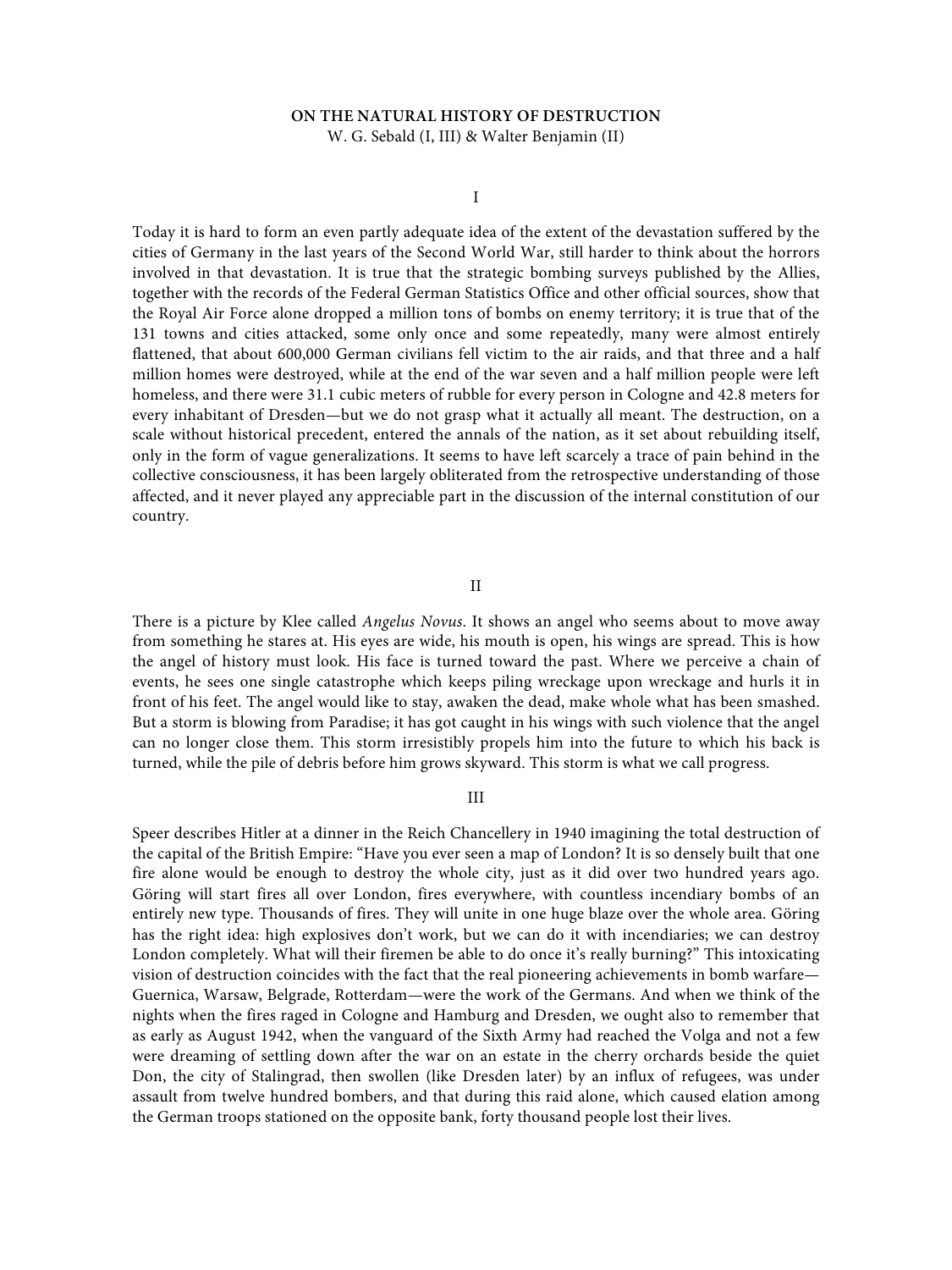**ON THE NATURAL HISTORY OF DESTRUCTION**

W. G. Sebald (I, III) & Walter Benjamin (II)

I

Today it is hard to form an even partly adequate idea of the extent of the devastation suffered by the cities of Germany in the last years of the Second World War, still harder to think about the horrors involved in that devastation. It is true that the strategic bombing surveys published by the Allies, together with the records of the Federal German Statistics Office and other official sources, show that the Royal Air Force alone dropped a million tons of bombs on enemy territory; it is true that of the 131 towns and cities attacked, some only once and some repeatedly, many were almost entirely flattened, that about 600,000 German civilians fell victim to the air raids, and that three and a half million homes were destroyed, while at the end of the war seven and a half million people were left homeless, and there were 31.1 cubic meters of rubble for every person in Cologne and 42.8 meters for every inhabitant of Dresden—but we do not grasp what it actually all meant. The destruction, on a scale without historical precedent, entered the annals of the nation, as it set about rebuilding itself, only in the form of vague generalizations. It seems to have left scarcely a trace of pain behind in the collective consciousness, it has been largely obliterated from the retrospective understanding of those affected, and it never played any appreciable part in the discussion of the internal constitution of our country.

II

There is a picture by Klee called *Angelus Novus*. It shows an angel who seems about to move away from something he stares at. His eyes are wide, his mouth is open, his wings are spread. This is how the angel of history must look. His face is turned toward the past. Where we perceive a chain of events, he sees one single catastrophe which keeps piling wreckage upon wreckage and hurls it in front of his feet. The angel would like to stay, awaken the dead, make whole what has been smashed. But a storm is blowing from Paradise; it has got caught in his wings with such violence that the angel can no longer close them. This storm irresistibly propels him into the future to which his back is turned, while the pile of debris before him grows skyward. This storm is what we call progress.

III

Speer describes Hitler at a dinner in the Reich Chancellery in 1940 imagining the total destruction of the capital of the British Empire: "Have you ever seen a map of London? It is so densely built that one fire alone would be enough to destroy the whole city, just as it did over two hundred years ago. Göring will start fires all over London, fires everywhere, with countless incendiary bombs of an entirely new type. Thousands of fires. They will unite in one huge blaze over the whole area. Göring has the right idea: high explosives don't work, but we can do it with incendiaries; we can destroy London completely. What will their firemen be able to do once it's really burning?" This intoxicating vision of destruction coincides with the fact that the real pioneering achievements in bomb warfare—Guernica, Warsaw, Belgrade, Rotterdam—were the work of the Germans. And when we think of the nights when the fires raged in Cologne and Hamburg and Dresden, we ought also to remember that as early as August 1942, when the vanguard of the Sixth Army had reached the Volga and not a few were dreaming of settling down after the war on an estate in the cherry orchards beside the quiet Don, the city of Stalingrad, then swollen (like Dresden later) by an influx of refugees, was under assault from twelve hundred bombers, and that during this raid alone, which caused elation among the German troops stationed on the opposite bank, forty thousand people lost their lives.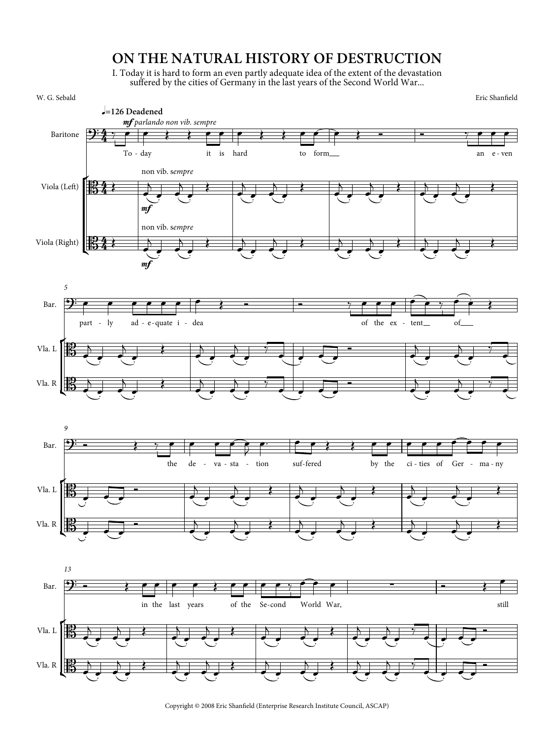# ON THE NATURAL HISTORY OF DESTRUCTION

I. Today it is hard to form an even partly adequate idea of the extent of the devastation suffered by the cities of Germany in the last years of the Second World War...

W. G. Sebald

Eric Shanfield

♩=126 Deadened

*mf parlando non vib. sempre*

Baritone

To - day it is hard to form an e - ven

Viola (Left)

non vib. *sempre*

*mf*

Viola (Right)

non vib. *sempre*

*mf*

5

part - ly ad - e - quate i - dea of the ex - tent of

9

the de - va - sta - tion suf - fered by the ci - ties of Ger - ma - ny

13

in the last years of the Se - cond World War, still

Copyright © 2008 Eric Shanfield (Enterprise Research Institute Council, ASCAP)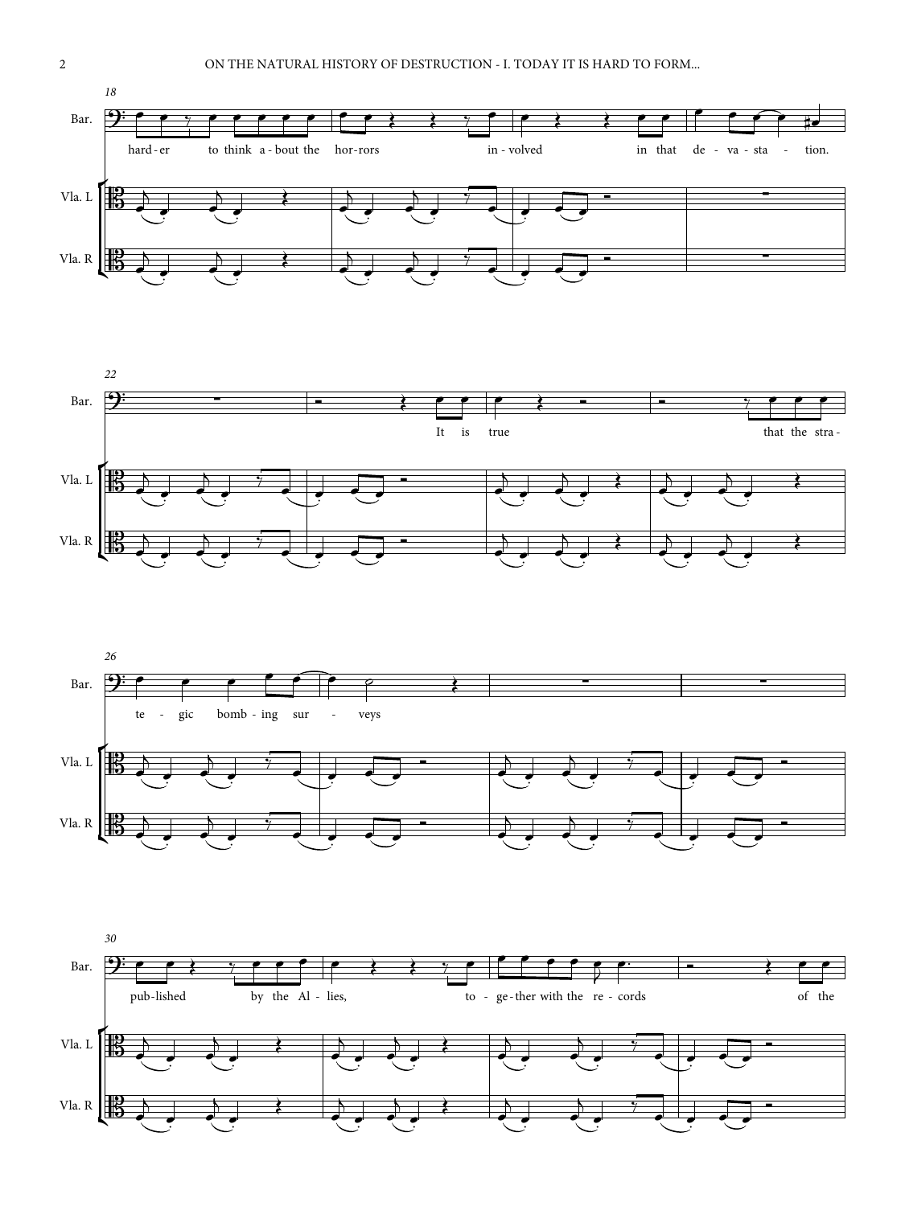18

Bar.

hard - er to think a - bout the hor - rors in - volved in that de - va - sta - tion.

Vla. L

Vla. R

22

Bar.

It is true that the stra -

Vla. L

Vla. R

26

Bar.

te - gic bomb - ing sur - veys

Vla. L

Vla. R

30

Bar.

pub - lished by the Al - lies, to - ge - ther with the re - cords of the

Vla. L

Vla. R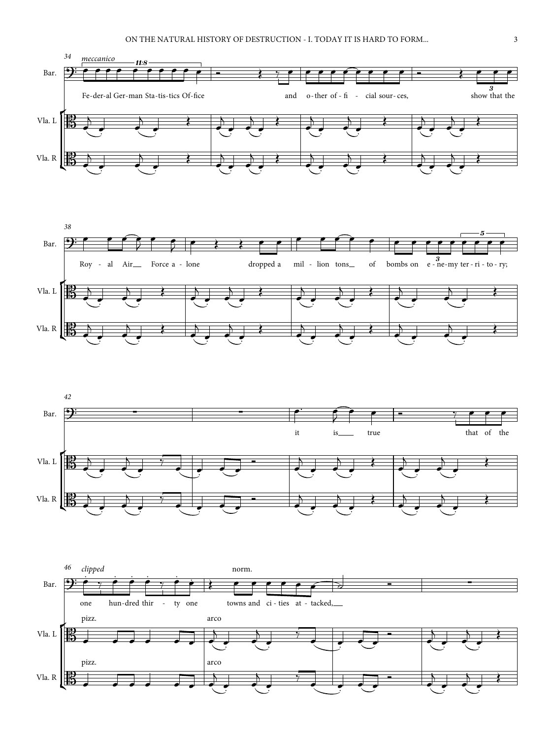34 *meccanico*

Bar.

Fe-der-al Ger-man Sta-tis-tics Of-fice and o-ther of-fi - cial sour-ces, show that the

Vla. L

Vla. R

38

Bar.

Roy - al Air Force a - lone dropped a mil - lion tons of bombs on e - ne-my ter - ri - to - ry;

Vla. L

Vla. R

42

Bar.

it is true that of the

Vla. L

Vla. R

46 *clipped* norm.

Bar.

one hun-dred thir - ty one towns and ci - ties at - tacked,

Vla. L pizz. arco

Vla. R pizz. arco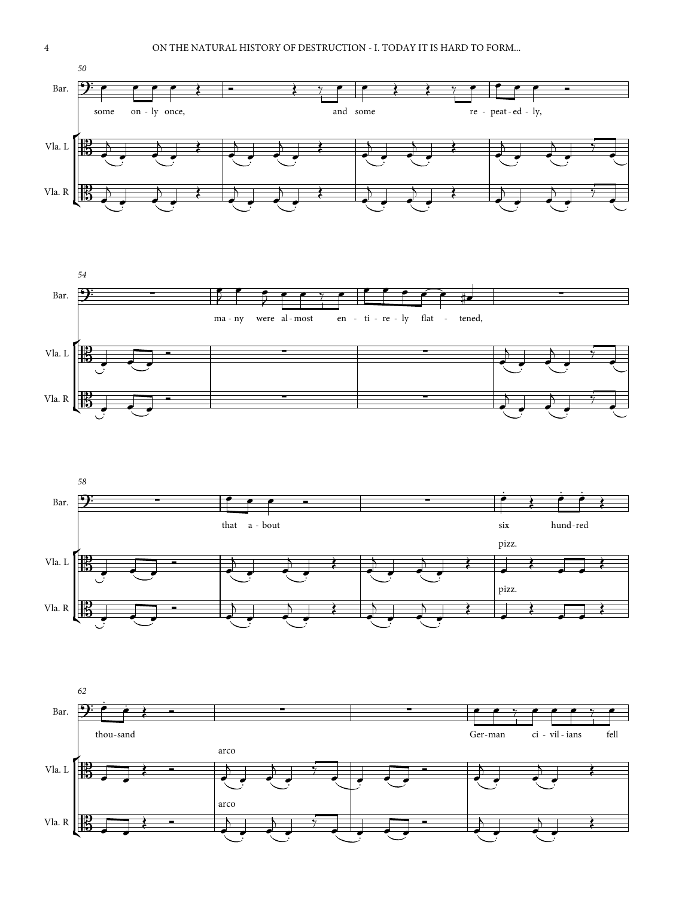50

Bar.: some on - ly once, and some re - peat - ed - ly,

Vla. L

Vla. R

54

Bar.: ma - ny were al - most en - ti - re - ly flat - tened,

Vla. L

Vla. R

58

Bar.: that a - bout six hund - red

Vla. L: pizz.

Vla. R: pizz.

62

Bar.: thou - sand Ger - man ci - vil - ians fell

Vla. L: arco

Vla. R: arco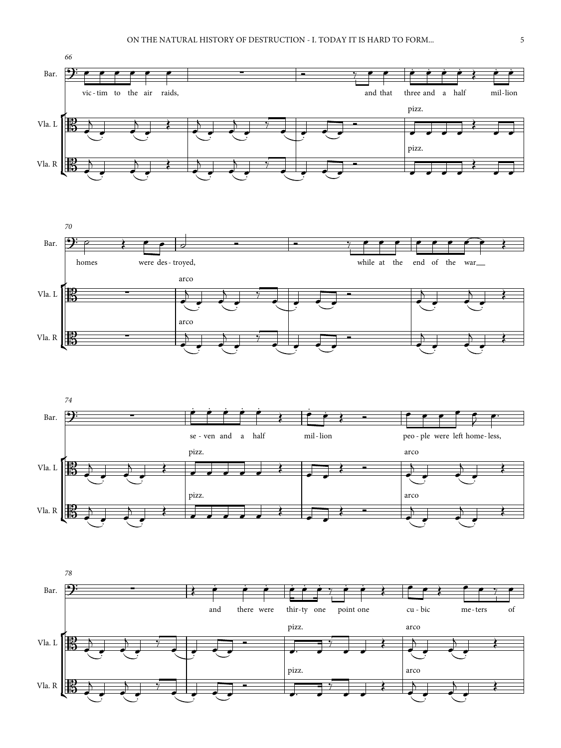66

Bar.: vic - tim to the air raids, and that three and a half mil - lion

Vla. L: pizz.

Vla. R: pizz.

70

Bar.: homes were des - troyed, while at the end of the war

Vla. L: arco

Vla. R: arco

74

Bar.: se - ven and a half mil - lion peo - ple were left home - less,

Vla. L: pizz. arco

Vla. R: pizz. arco

78

Bar.: and there were thir - ty one point one cu - bic me - ters of

Vla. L: pizz. arco

Vla. R: pizz. arco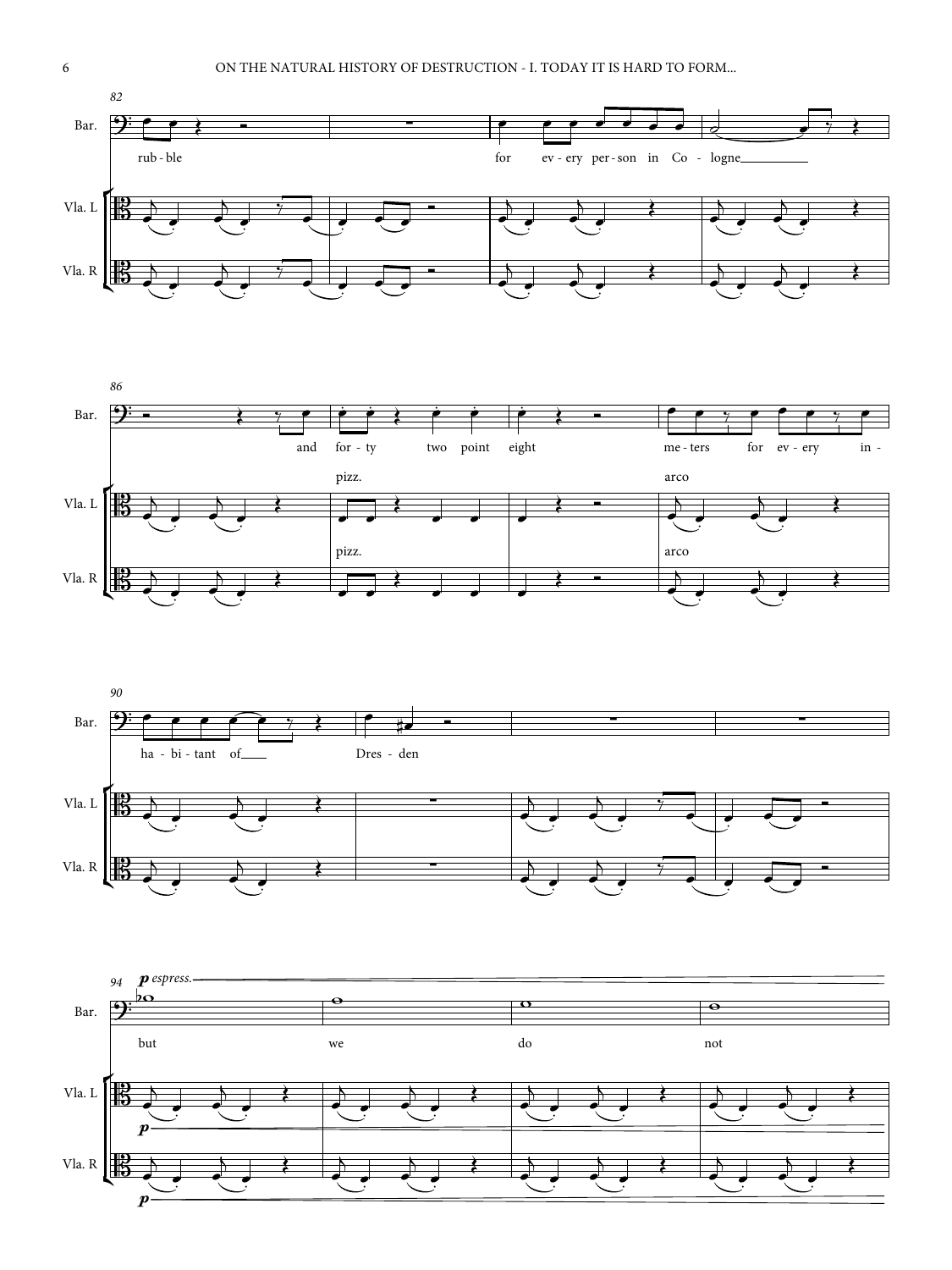rub - ble

for ev - ery per - son in Co - logne

and for - ty two point eight

me - ters for ev - ery in - ha - bi - tant of Dres - den

but we do not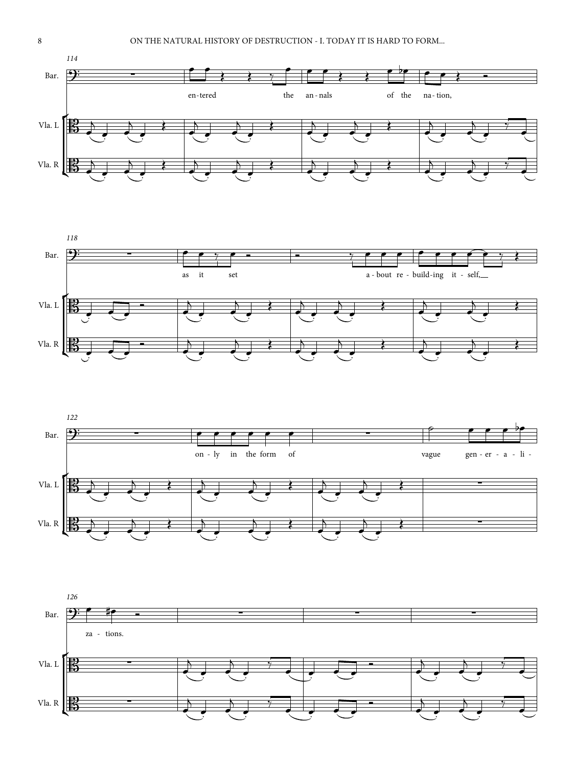114

Bar.

en-tered the an-nals of the na-tion,

Vla. L

Vla. R

118

Bar.

as it set a-bout re-build-ing it-self,__

Vla. L

Vla. R

122

Bar.

on-ly in the form of vague gen-er-a-li-

Vla. L

Vla. R

126

Bar.

za-tions.

Vla. L

Vla. R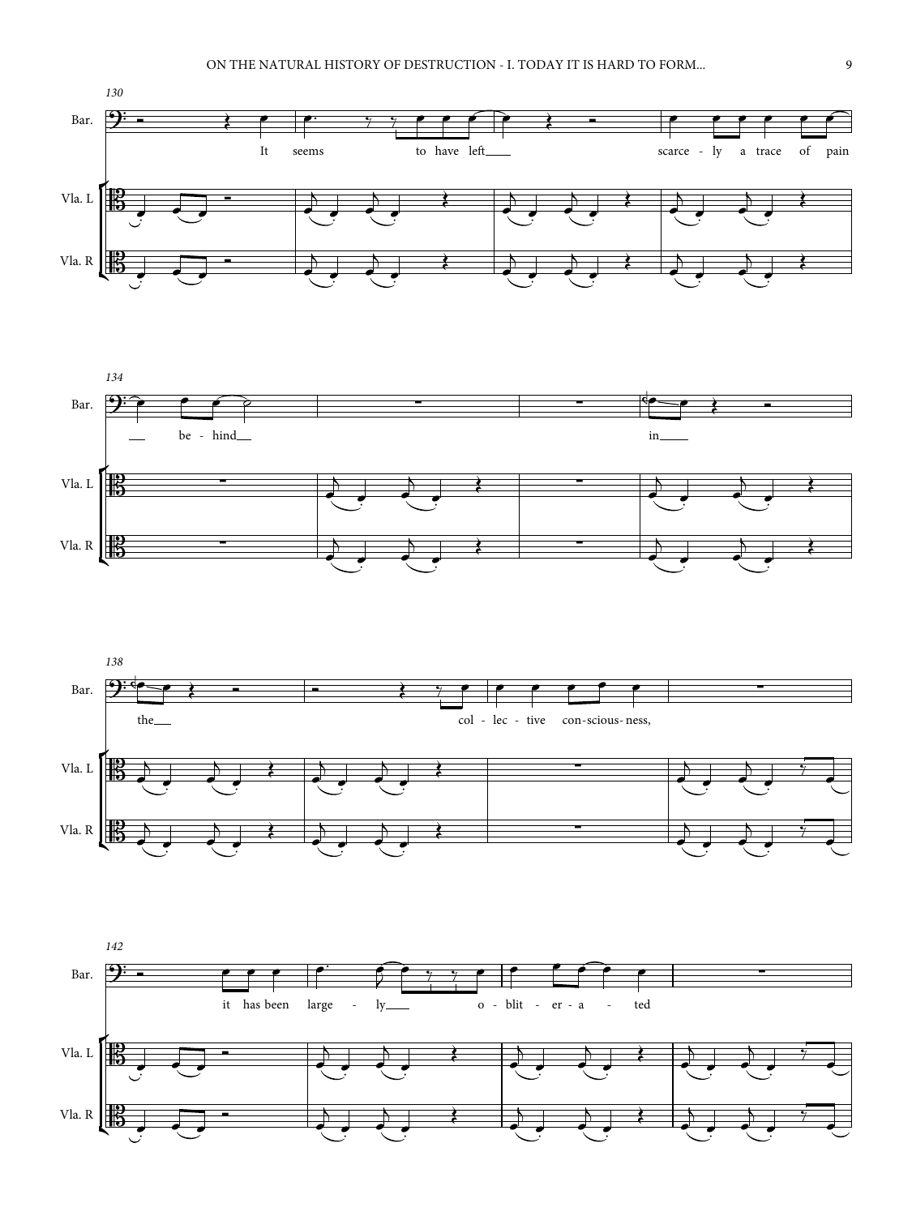130

Bar.

It seems to have left scarce - ly a trace of pain

Vla. L

Vla. R

134

be - hind in

138

the col - lec - tive con - scious - ness,

142

it has been large - ly o - blit - er - a - ted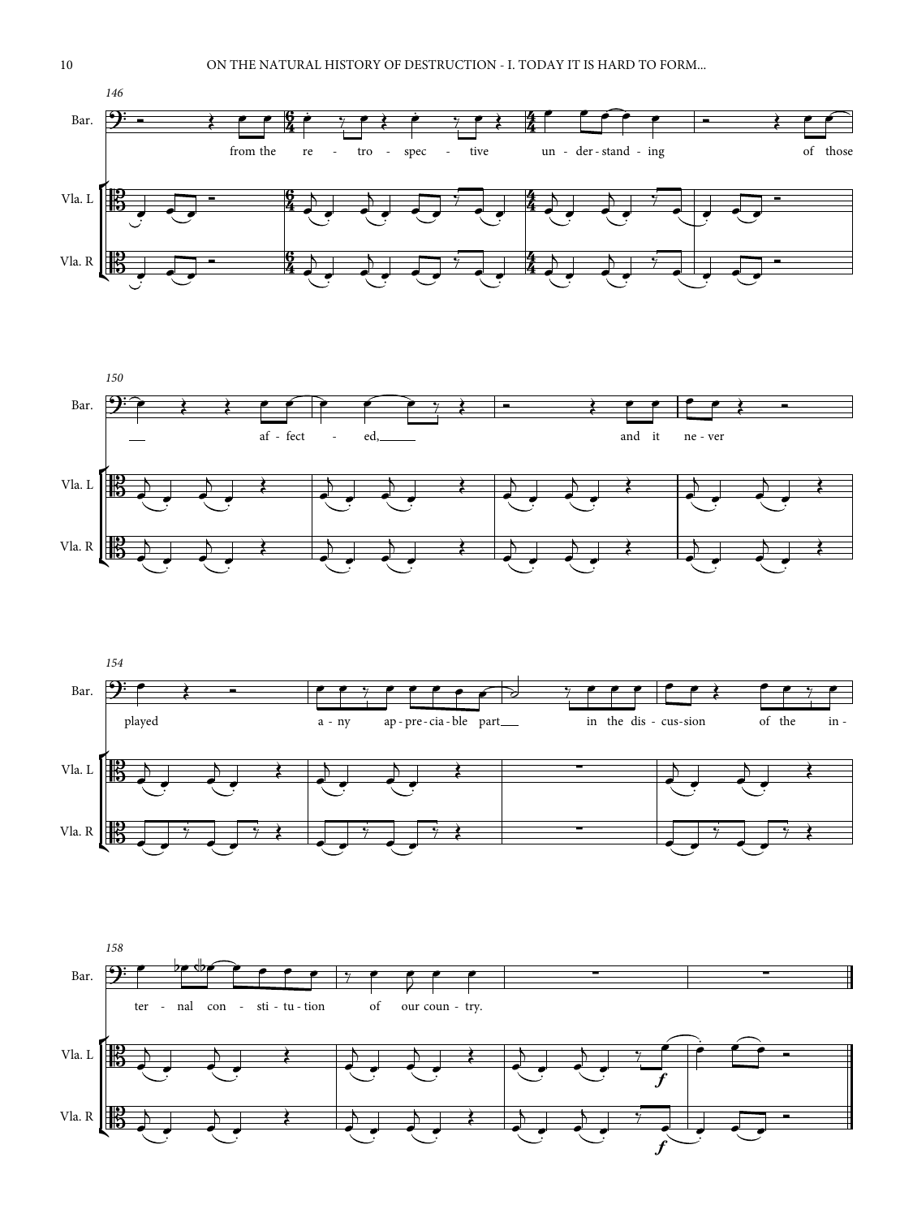146

Bar.

from the re - tro - spec - tive un - der - stand - ing of those

Vla. L

Vla. R

150

af - fect - ed, and it ne - ver

154

played a - ny ap - pre - cia - ble part in the dis - cus - sion of the in -

158

ter - nal con - sti - tu - tion of our coun - try.

*f*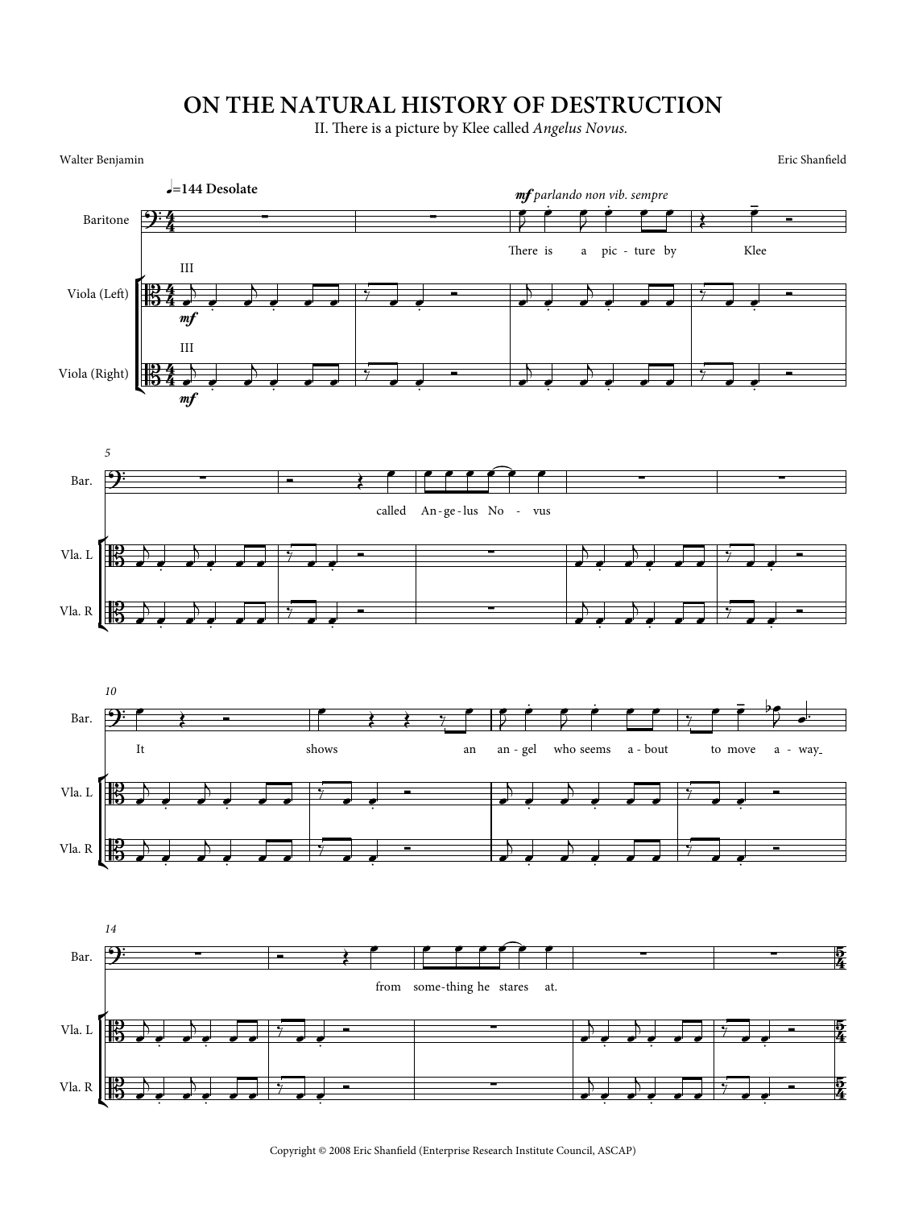# ON THE NATURAL HISTORY OF DESTRUCTION

II. There is a picture by Klee called *Angelus Novus.*

Walter Benjamin

Eric Shanfield

♩=144 Desolate

*mf parlando non vib. sempre*

Baritone

Viola (Left)

Viola (Right)

III

*mf*

There is a pic - ture by Klee

called An - ge - lus No - vus

It shows an an - gel who seems a - bout to move a - way

from some - thing he stares at.

Bar.

Vla. L

Vla. R

Copyright © 2008 Eric Shanfield (Enterprise Research Institute Council, ASCAP)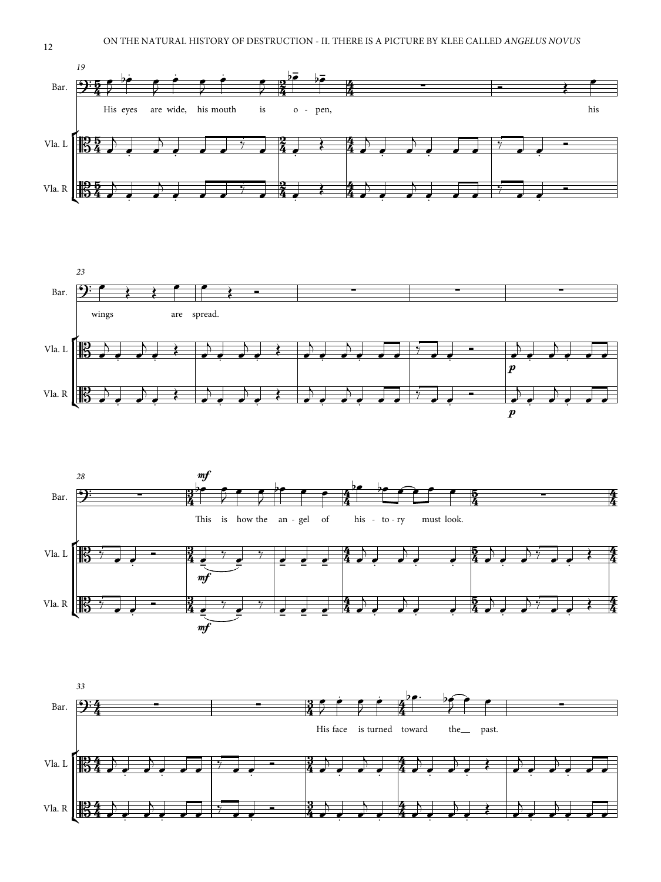19

Bar.

His eyes are wide, his mouth is o - pen, his

Vla. L

Vla. R

23

wings are spread.

*p*

28

*mf*

This is how the an - gel of his - to - ry must look.

*mf*

33

His face is turned toward the past.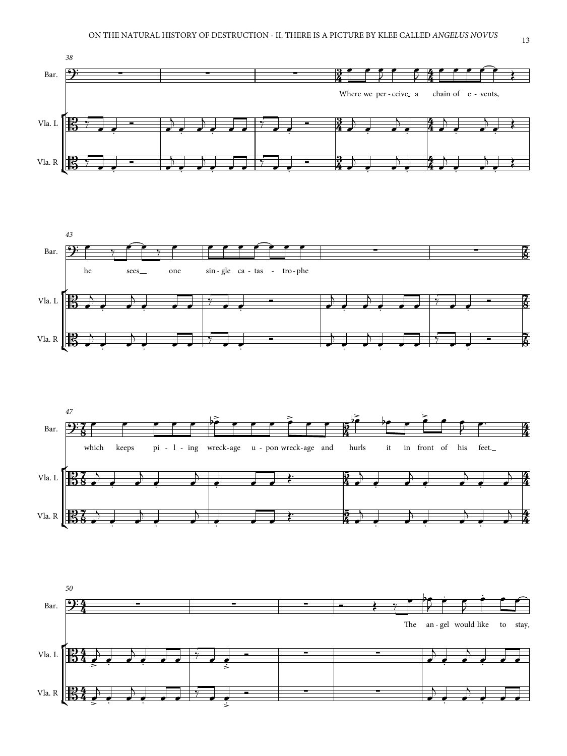Bar.

Vla. L

Vla. R

Where we per - ceive a chain of e - vents,

he sees one sin - gle ca - tas - tro - phe

which keeps pi - l - ing wreck - age u - pon wreck - age and hurls it in front of his feet.

The an - gel would like to stay,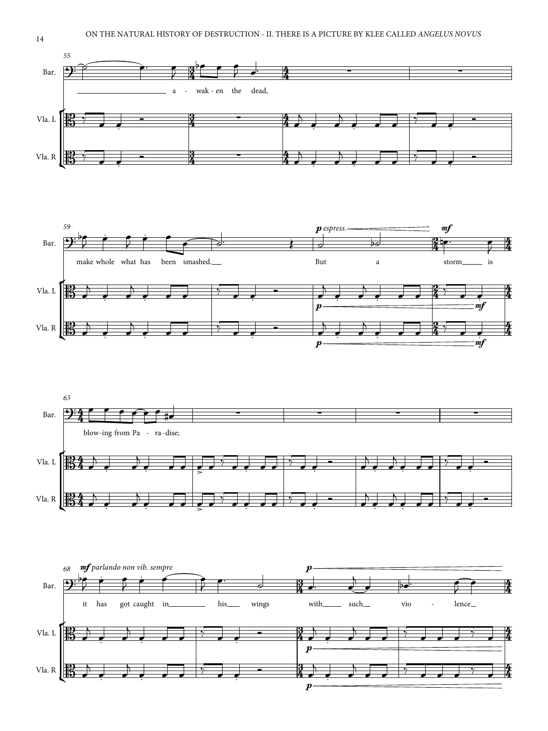55

Bar.

a - wak - en the dead,

Vla. L

Vla. R

59

Bar.

make whole what has been smashed. But a storm is

*p espress.* *mf*

Vla. L

*p* *mf*

Vla. R

*p* *mf*

63

Bar.

blow-ing from Pa - ra - dise;

Vla. L

Vla. R

68

Bar.

*mf parlando non vib. sempre*

it has got caught in his wings with such vio - lence

*p*

Vla. L

*p*

Vla. R

*p*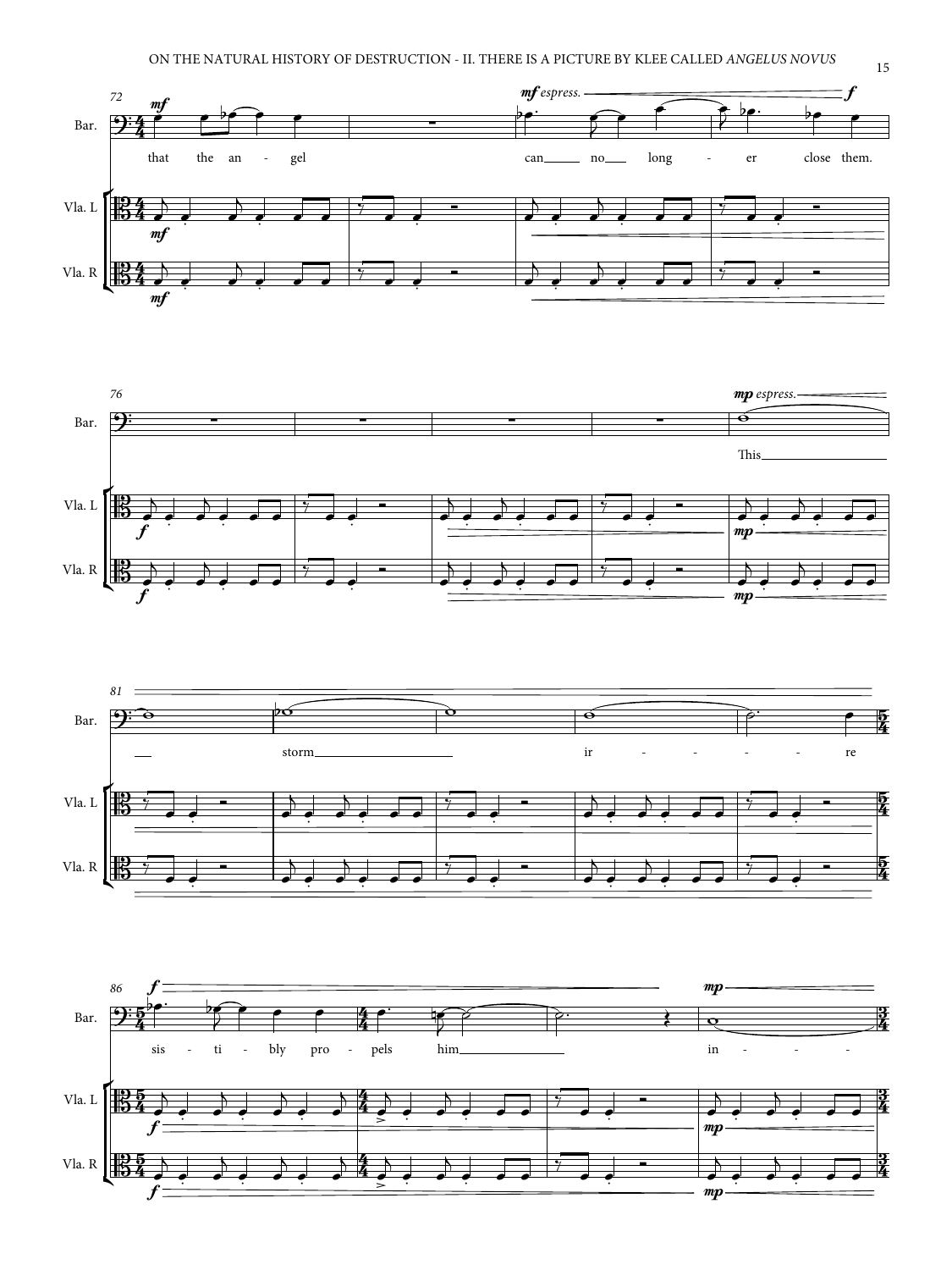that the angel can no longer close them.

This storm irresistibly propels him in-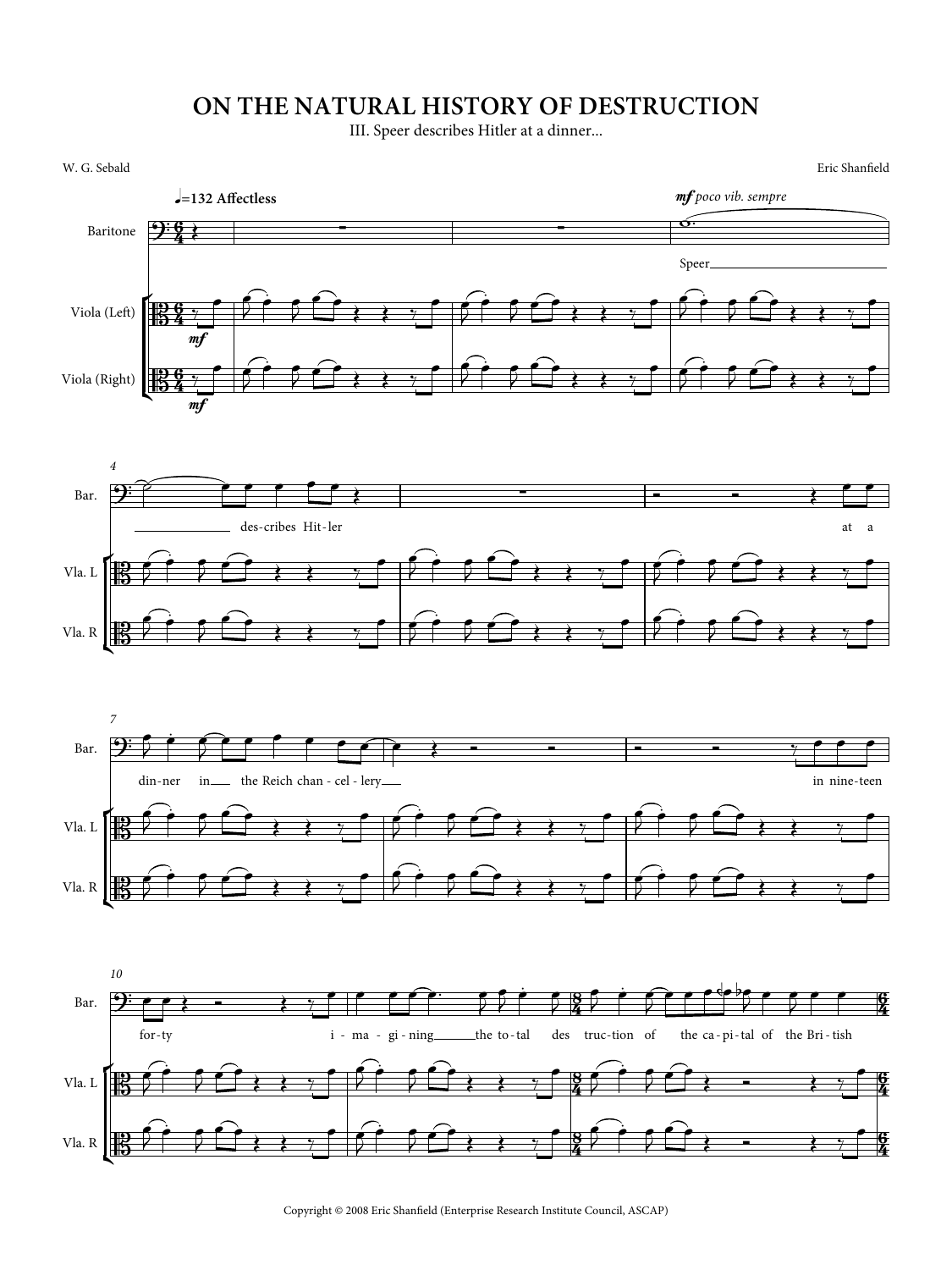# ON THE NATURAL HISTORY OF DESTRUCTION

III. Speer describes Hitler at a dinner...

W. G. Sebald

Eric Shanfield

♩=132 Affectless

Baritone: *mf poco vib. sempre*

Speer___ des-cribes Hit-ler at a din-ner in___ the Reich chan-cel-lery___ in nine-teen for-ty i-ma-gi-ning___ the to-tal des truc-tion of the ca-pi-tal of the Bri-tish

Copyright © 2008 Eric Shanfield (Enterprise Research Institute Council, ASCAP)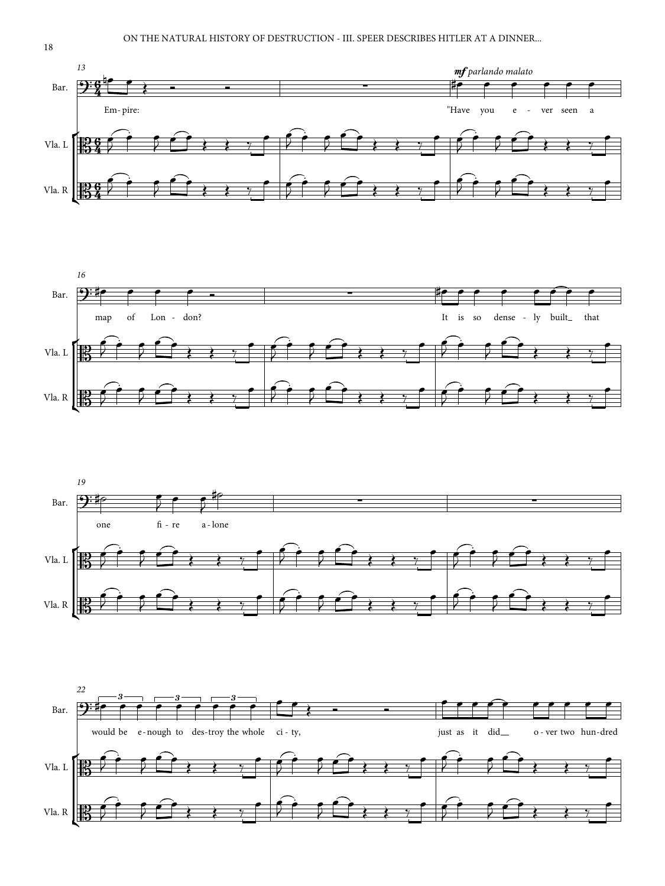13

Bar.

Em-pire:

*mf parlando malato*

"Have you e - ver seen a

Vla. L

Vla. R

16

map of Lon - don?

It is so dense - ly built_ that

19

one fi - re a - lone

22

would be e - nough to des - troy the whole ci - ty,

just as it did__ o - ver two hun - dred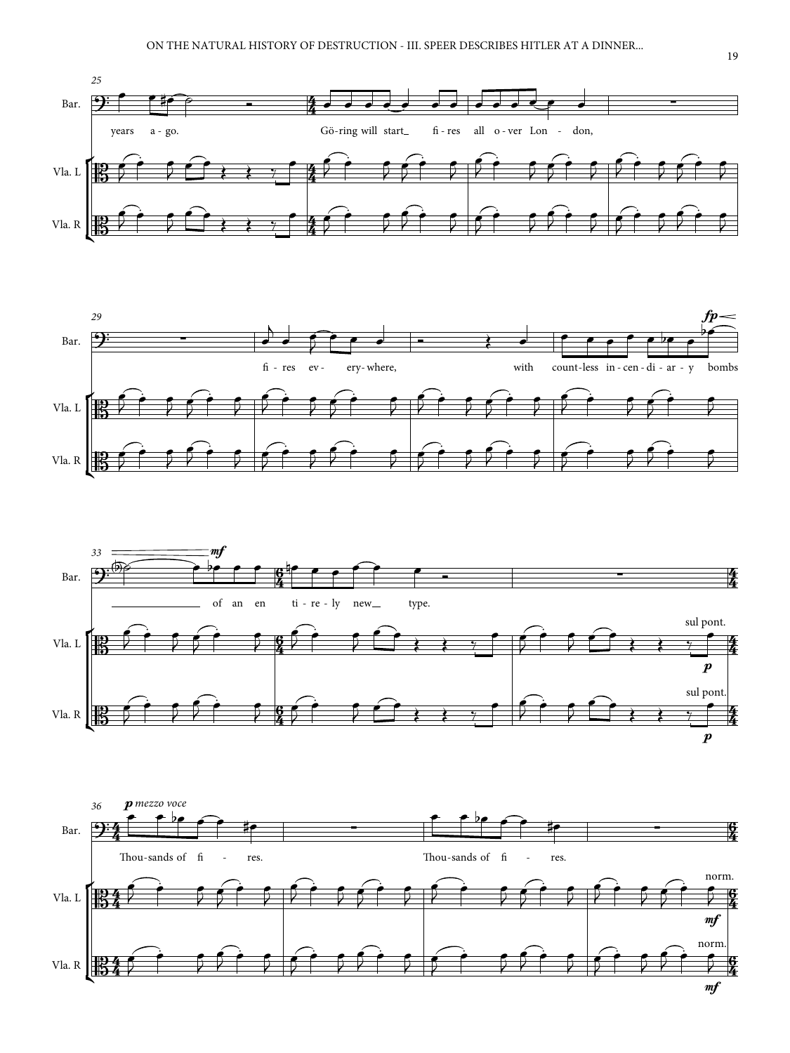Bar.

years a - go. Gö - ring will start_ fi - res all o - ver Lon - don,

fi - res ev - ery - where, with count - less in - cen - di - ar - y bombs of an en ti - re - ly new_ type.

Thou - sands of fi - res. Thou - sands of fi - res.

Vla. L

Vla. R

*fp* *mf*

sul pont. *p*

*p mezzo voce*

norm. *mf*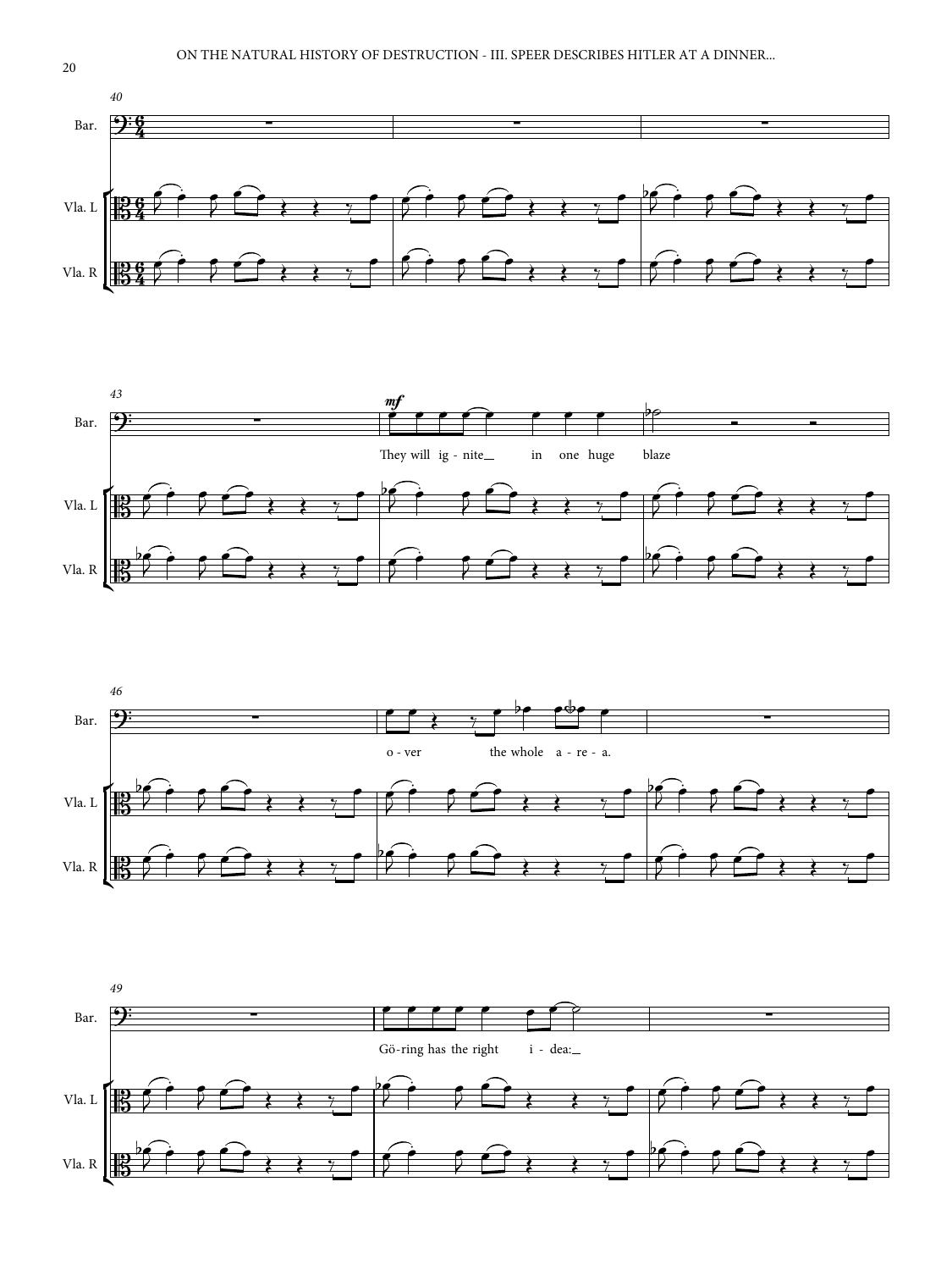They will ig - nite in one huge blaze

o - ver the whole a - re - a.

Gö - ring has the right i - dea: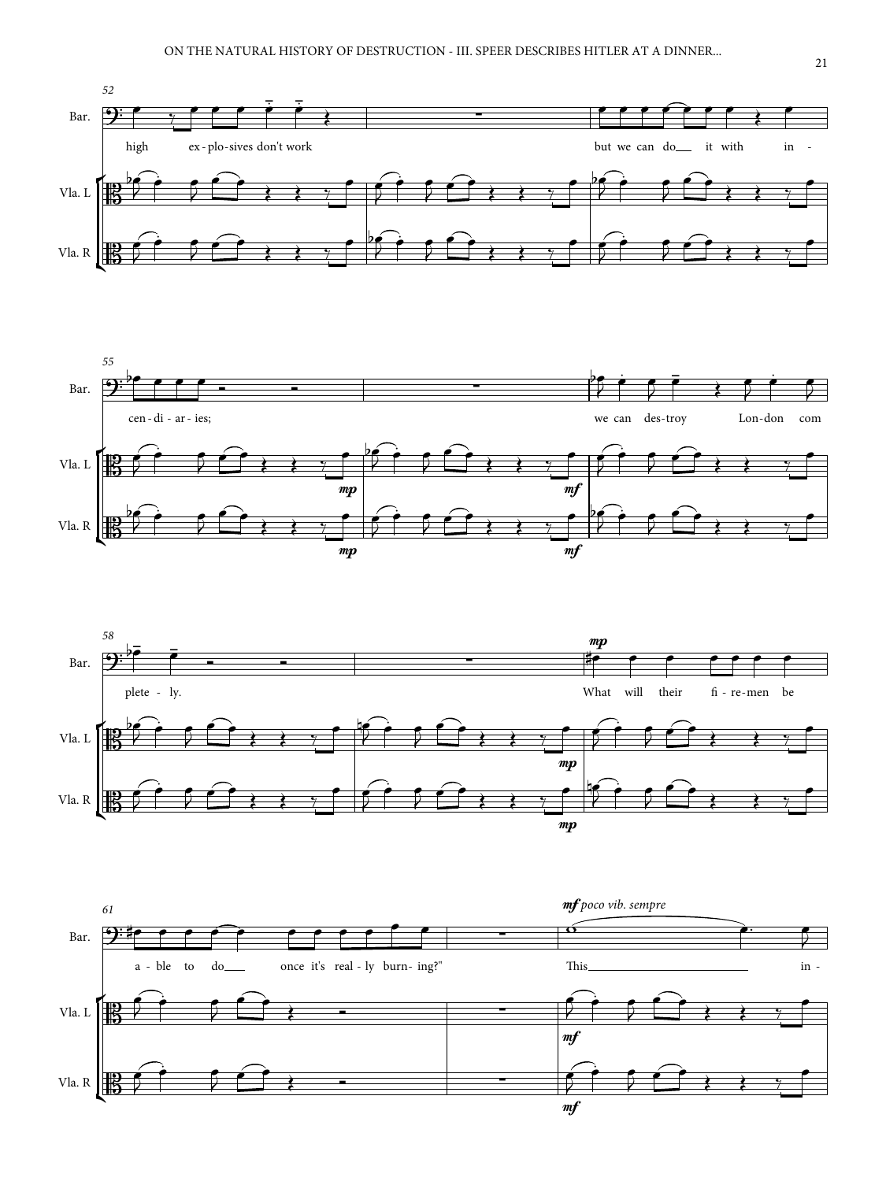Bar.

high ex-plo-sives don't work but we can do\_\_ it with in - cen-di-ar-ies; we can des-troy Lon-don com plete - ly. What will their fi-re-men be a-ble to do\_\_ once it's real-ly burn-ing?" This\_\_ in -

Vla. L

Vla. R

*mp* *mf* *mp* *mf* *poco vib. sempre*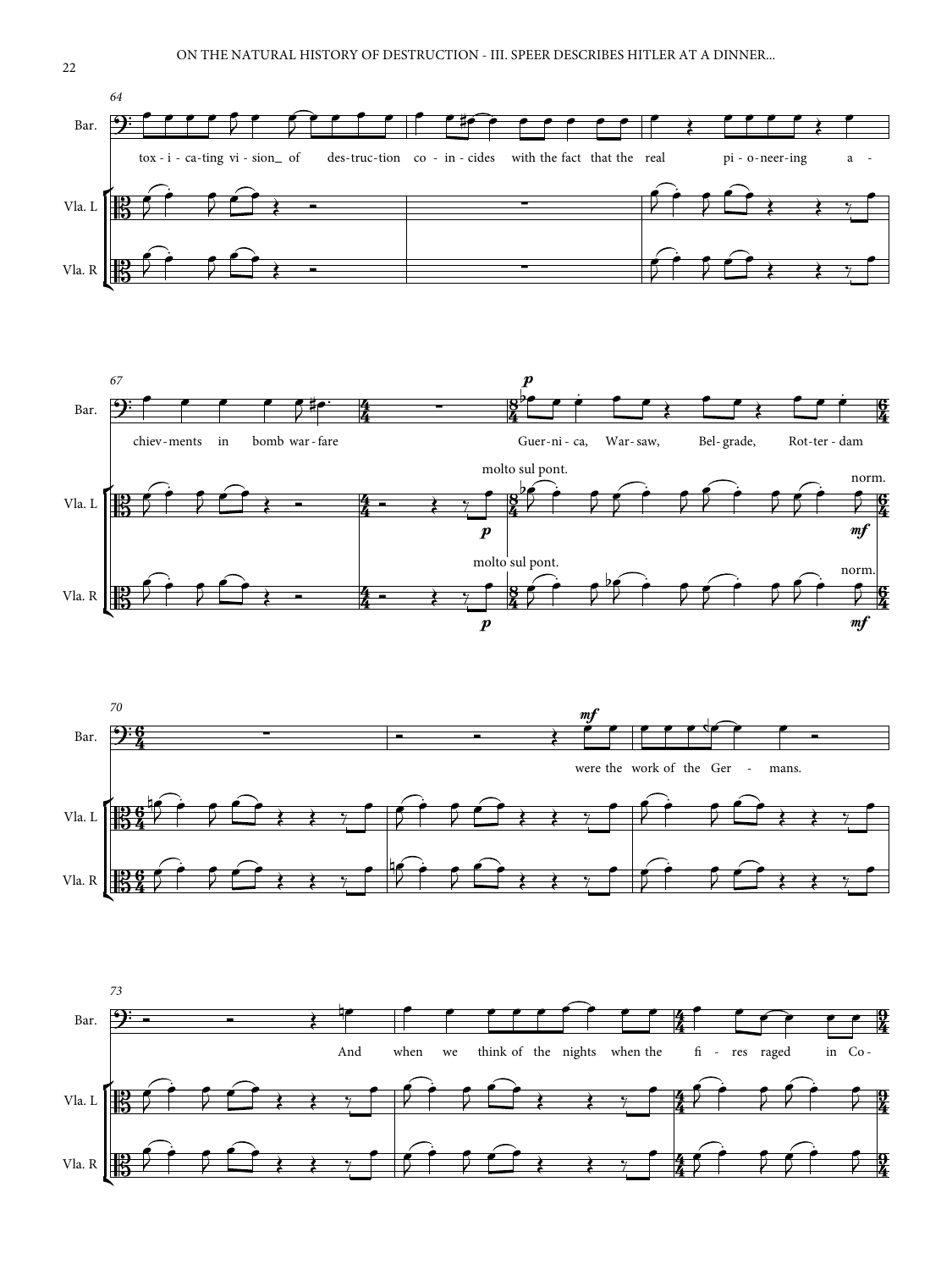Bar.

tox - i - ca-ting vi - sion_ of des-truc-tion co - in - cides with the fact that the real pi - o-neer-ing a - chiev-ments in bomb war-fare Guer-ni - ca, War-saw, Bel-grade, Rot-ter - dam were the work of the Ger - mans. And when we think of the nights when the fi - res raged in Co -

Vla. L

Vla. R

molto sul pont.

norm.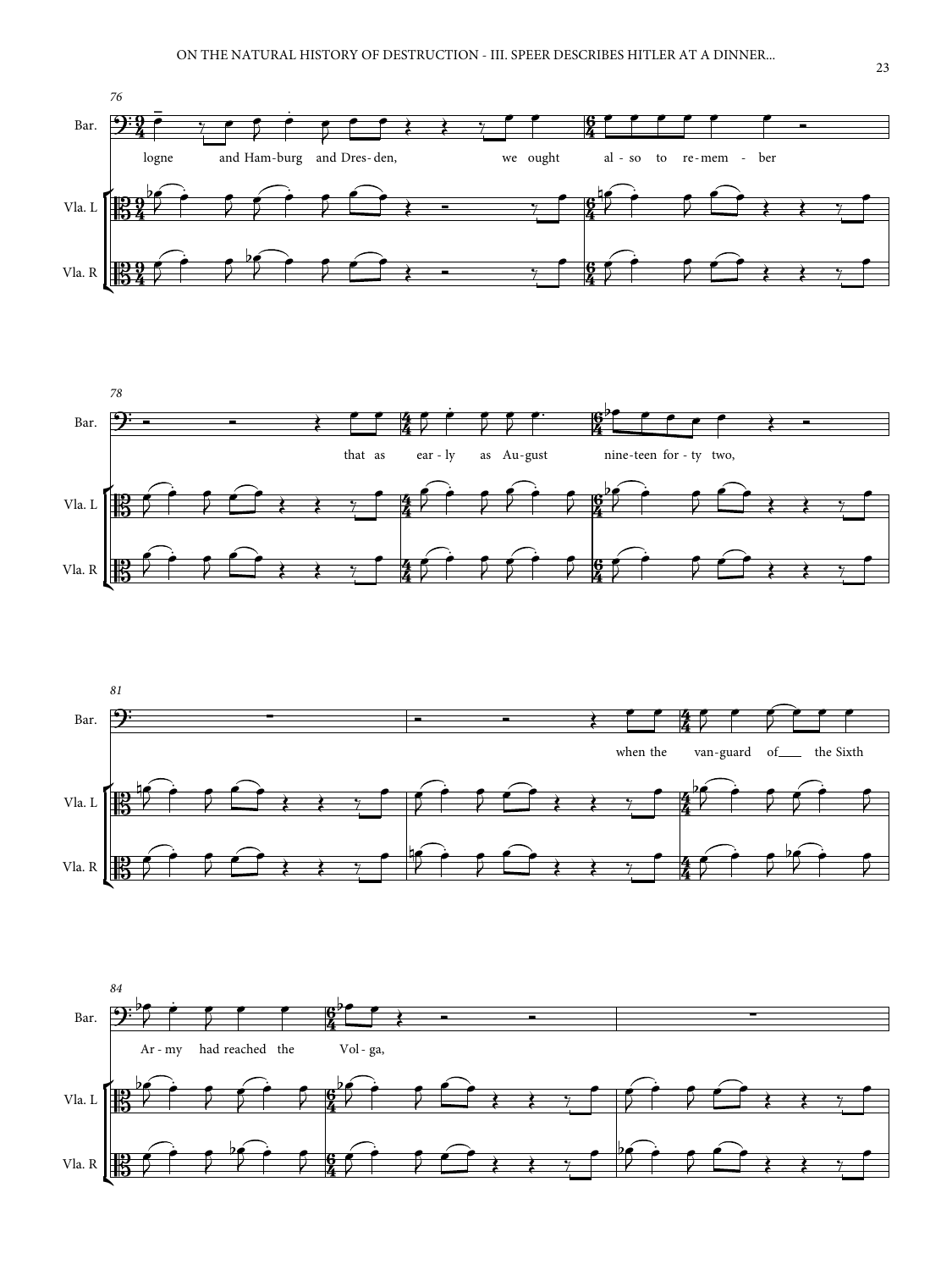76

Bar.

logne and Ham-burg and Dres-den, we ought al-so to re-mem - ber

Vla. L

Vla. R

78

that as ear-ly as Au-gust nine-teen for-ty two,

81

when the van-guard of___ the Sixth

84

Ar-my had reached the Vol-ga,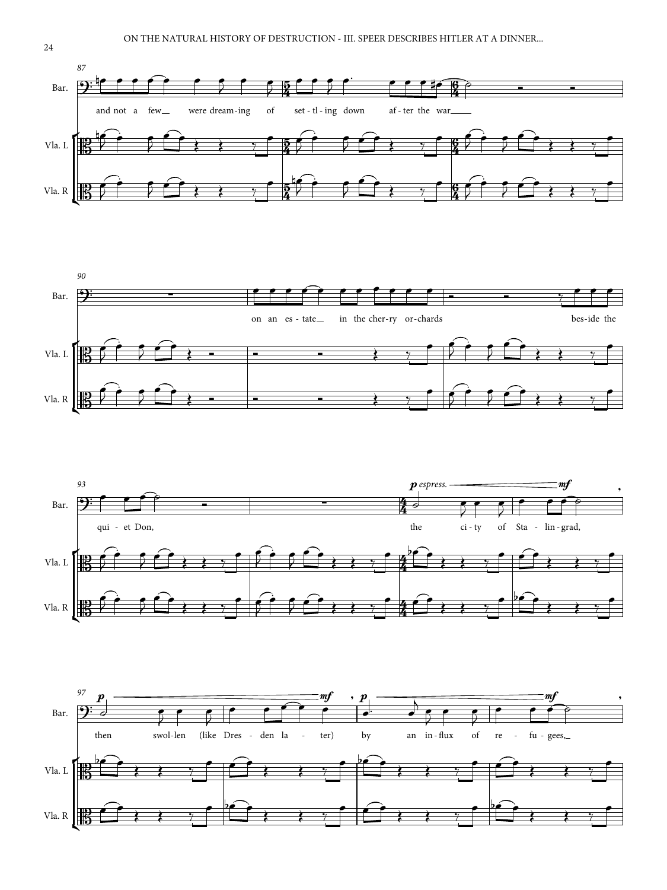87

Bar.

and not a few were dream-ing of set - tl - ing down af - ter the war

Vla. L

Vla. R

90

on an es - tate in the cher-ry or-chards bes-ide the

93

*p espress.* *mf*

qui - et Don, the ci - ty of Sta - lin - grad,

97

*p* *mf* *p* *mf*

then swol-len (like Dres - den la - ter) by an in - flux of re - fu - gees,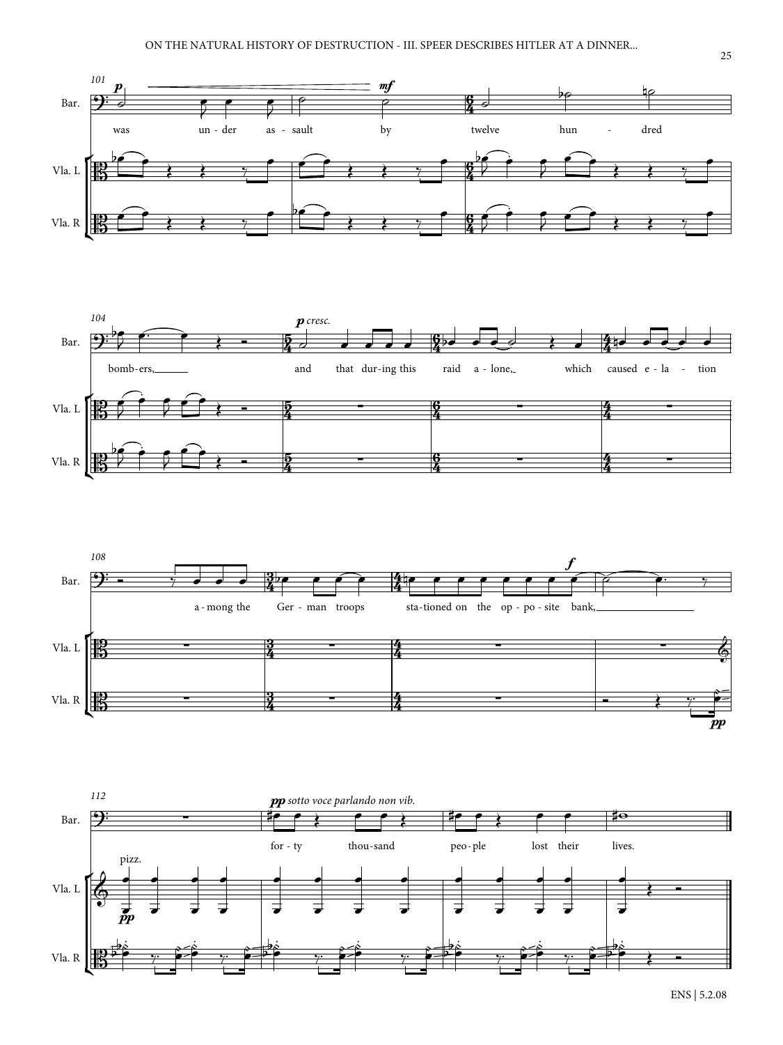101

*p* *mf*

Bar. was un - der as - sault by twelve hun - dred

Vla. L

Vla. R

104

*p cresc.*

Bar. bomb-ers, and that dur-ing this raid a - lone, which caused e - la - tion

108

*f*

Bar. a - mong the Ger - man troops sta-tioned on the op - po - site bank,

*pp*

112

*pp sotto voce parlando non vib.*

Bar. for - ty thou-sand peo-ple lost their lives.

pizz.

*pp*

ENS | 5.2.08